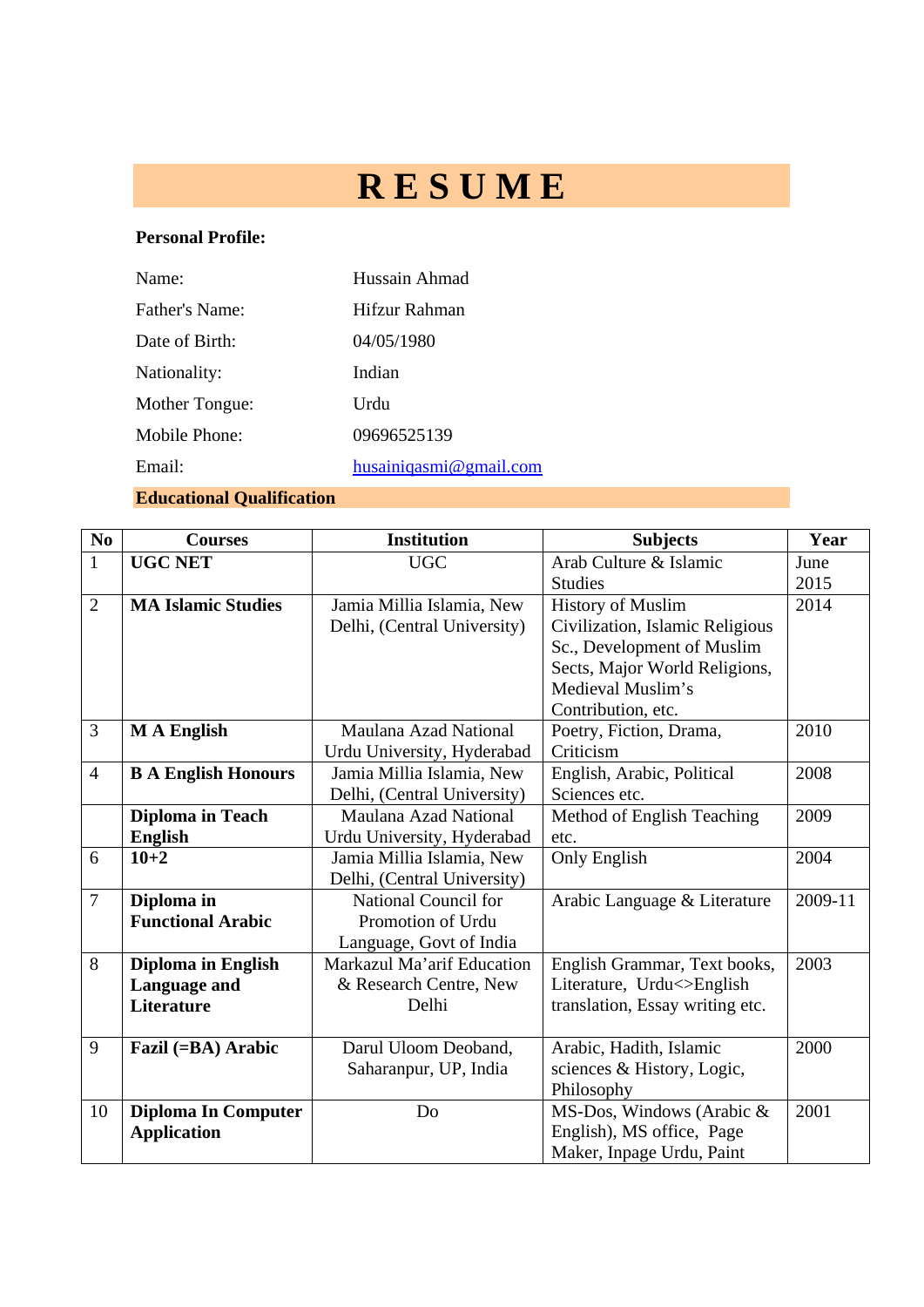# R E S U M E

**Personal Profile:**

| | |
|---|---|
| Name: | Hussain Ahmad |
| Father's Name: | Hifzur Rahman |
| Date of Birth: | 04/05/1980 |
| Nationality: | Indian |
| Mother Tongue: | Urdu |
| Mobile Phone: | 09696525139 |
| Email: | husainiqasmi@gmail.com |

## Educational Qualification

| No | Courses | Institution | Subjects | Year |
|---|---|---|---|---|
| 1 | **UGC NET** | UGC | Arab Culture & Islamic Studies | June 2015 |
| 2 | **MA Islamic Studies** | Jamia Millia Islamia, New Delhi, (Central University) | History of Muslim Civilization, Islamic Religious Sc., Development of Muslim Sects, Major World Religions, Medieval Muslim's Contribution, etc. | 2014 |
| 3 | **M A English** | Maulana Azad National Urdu University, Hyderabad | Poetry, Fiction, Drama, Criticism | 2010 |
| 4 | **B A English Honours** | Jamia Millia Islamia, New Delhi, (Central University) | English, Arabic, Political Sciences etc. | 2008 |
| | **Diploma in Teach English** | Maulana Azad National Urdu University, Hyderabad | Method of English Teaching etc. | 2009 |
| 6 | **10+2** | Jamia Millia Islamia, New Delhi, (Central University) | Only English | 2004 |
| 7 | **Diploma in Functional Arabic** | National Council for Promotion of Urdu Language, Govt of India | Arabic Language & Literature | 2009-11 |
| 8 | **Diploma in English Language and Literature** | Markazul Ma'arif Education & Research Centre, New Delhi | English Grammar, Text books, Literature, Urdu<>English translation, Essay writing etc. | 2003 |
| 9 | **Fazil (=BA) Arabic** | Darul Uloom Deoband, Saharanpur, UP, India | Arabic, Hadith, Islamic sciences & History, Logic, Philosophy | 2000 |
| 10 | **Diploma In Computer Application** | Do | MS-Dos, Windows (Arabic & English), MS office, Page Maker, Inpage Urdu, Paint | 2001 |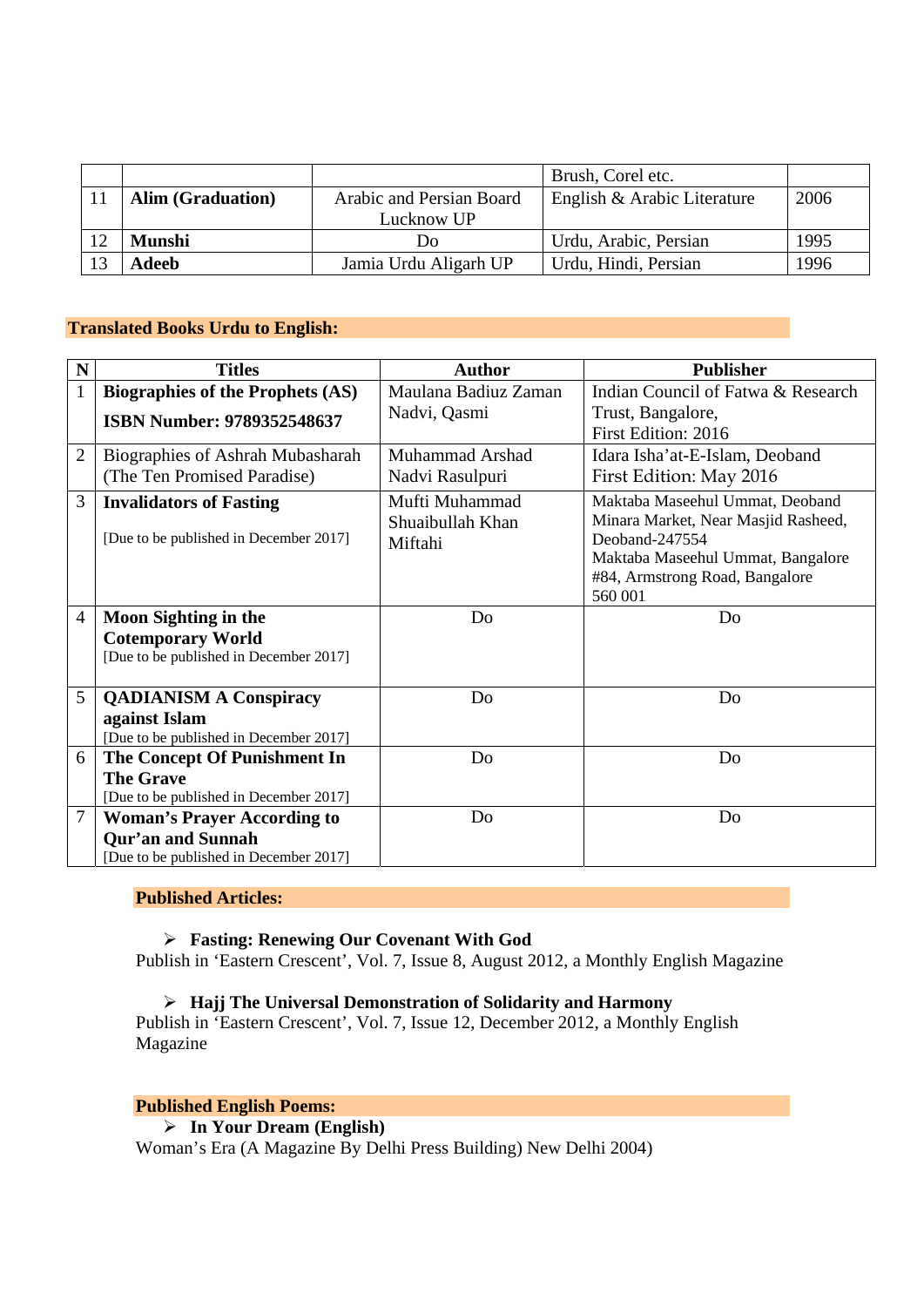|  |  |  | Brush, Corel etc. |  |
|---|---|---|---|---|
| 11 | **Alim (Graduation)** | Arabic and Persian Board Lucknow UP | English & Arabic Literature | 2006 |
| 12 | **Munshi** | Do | Urdu, Arabic, Persian | 1995 |
| 13 | **Adeeb** | Jamia Urdu Aligarh UP | Urdu, Hindi, Persian | 1996 |

**Translated Books Urdu to English:**

| N | Titles | Author | Publisher |
|---|---|---|---|
| 1 | **Biographies of the Prophets (AS)** **ISBN Number: 9789352548637** | Maulana Badiuz Zaman Nadvi, Qasmi | Indian Council of Fatwa & Research Trust, Bangalore, First Edition: 2016 |
| 2 | Biographies of Ashrah Mubasharah (The Ten Promised Paradise) | Muhammad Arshad Nadvi Rasulpuri | Idara Isha'at-E-Islam, Deoband First Edition: May 2016 |
| 3 | **Invalidators of Fasting** [Due to be published in December 2017] | Mufti Muhammad Shuaibullah Khan Miftahi | Maktaba Maseehul Ummat, Deoband Minara Market, Near Masjid Rasheed, Deoband-247554 Maktaba Maseehul Ummat, Bangalore #84, Armstrong Road, Bangalore 560 001 |
| 4 | **Moon Sighting in the Cotemporary World** [Due to be published in December 2017] | Do | Do |
| 5 | **QADIANISM A Conspiracy against Islam** [Due to be published in December 2017] | Do | Do |
| 6 | **The Concept Of Punishment In The Grave** [Due to be published in December 2017] | Do | Do |
| 7 | **Woman's Prayer According to Qur'an and Sunnah** [Due to be published in December 2017] | Do | Do |

**Published Articles:**

- **Fasting: Renewing Our Covenant With God**

Publish in 'Eastern Crescent', Vol. 7, Issue 8, August 2012, a Monthly English Magazine

- **Hajj The Universal Demonstration of Solidarity and Harmony**

Publish in 'Eastern Crescent', Vol. 7, Issue 12, December 2012, a Monthly English Magazine

**Published English Poems:**

- **In Your Dream (English)**

Woman's Era (A Magazine By Delhi Press Building) New Delhi 2004)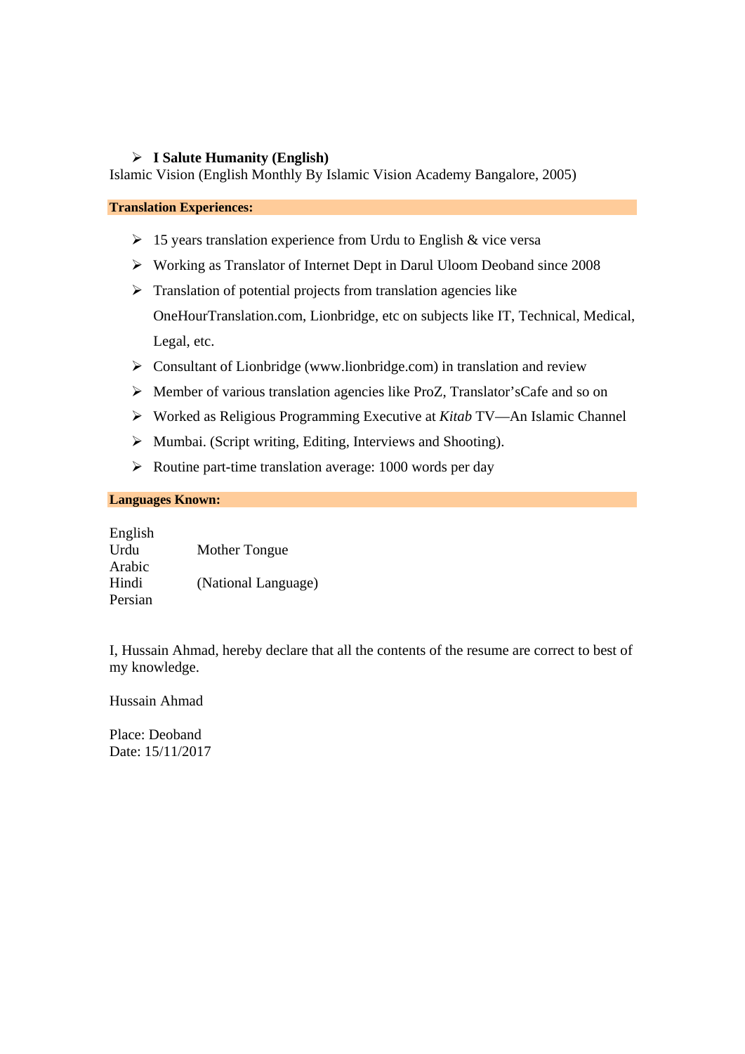- **I Salute Humanity (English)**

Islamic Vision (English Monthly By Islamic Vision Academy Bangalore, 2005)

**Translation Experiences:**

- 15 years translation experience from Urdu to English & vice versa
- Working as Translator of Internet Dept in Darul Uloom Deoband since 2008
- Translation of potential projects from translation agencies like OneHourTranslation.com, Lionbridge, etc on subjects like IT, Technical, Medical, Legal, etc.
- Consultant of Lionbridge (www.lionbridge.com) in translation and review
- Member of various translation agencies like ProZ, Translator'sCafe and so on
- Worked as Religious Programming Executive at *Kitab* TV—An Islamic Channel
- Mumbai. (Script writing, Editing, Interviews and Shooting).
- Routine part-time translation average: 1000 words per day

**Languages Known:**

| | |
|---|---|
| English | |
| Urdu | Mother Tongue |
| Arabic | |
| Hindi | (National Language) |
| Persian | |

I, Hussain Ahmad, hereby declare that all the contents of the resume are correct to best of my knowledge.

Hussain Ahmad

Place: Deoband
Date: 15/11/2017